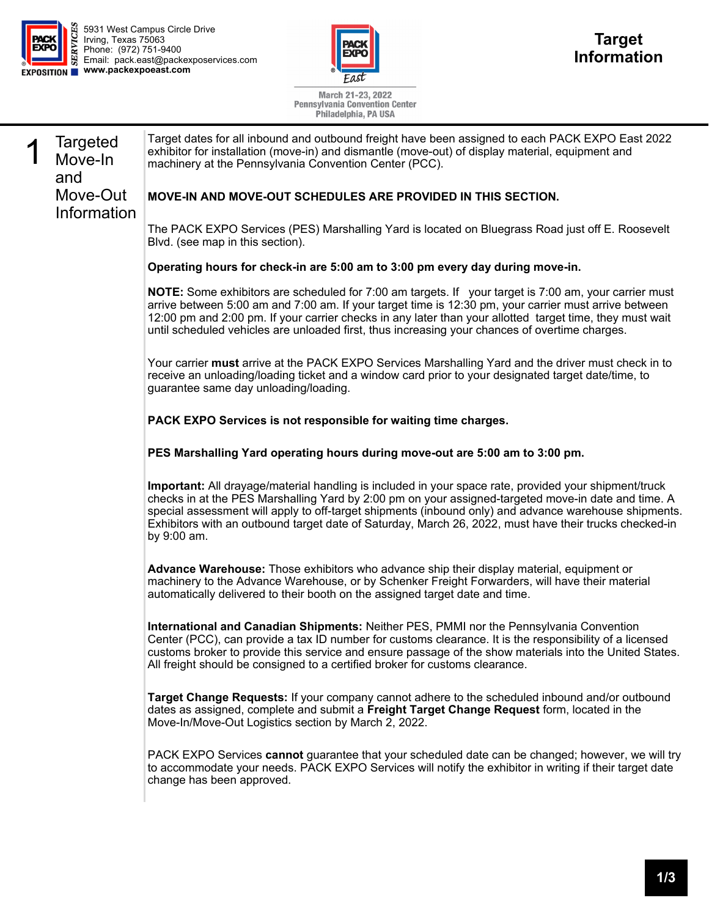5931 West Campus Circle Drive
Irving, Texas 75063
Phone: (972) 751-9400
Email: pack.east@packexposervices.com
**www.packexpoeast.com**

March 21-23, 2022
Pennsylvania Convention Center
Philadelphia, PA USA

# Target Information

## 1 Targeted Move-In and Move-Out Information

Target dates for all inbound and outbound freight have been assigned to each PACK EXPO East 2022 exhibitor for installation (move-in) and dismantle (move-out) of display material, equipment and machinery at the Pennsylvania Convention Center (PCC).

**MOVE-IN AND MOVE-OUT SCHEDULES ARE PROVIDED IN THIS SECTION.**

The PACK EXPO Services (PES) Marshalling Yard is located on Bluegrass Road just off E. Roosevelt Blvd. (see map in this section).

**Operating hours for check-in are 5:00 am to 3:00 pm every day during move-in.**

**NOTE:** Some exhibitors are scheduled for 7:00 am targets. If your target is 7:00 am, your carrier must arrive between 5:00 am and 7:00 am. If your target time is 12:30 pm, your carrier must arrive between 12:00 pm and 2:00 pm. If your carrier checks in any later than your allotted target time, they must wait until scheduled vehicles are unloaded first, thus increasing your chances of overtime charges.

Your carrier **must** arrive at the PACK EXPO Services Marshalling Yard and the driver must check in to receive an unloading/loading ticket and a window card prior to your designated target date/time, to guarantee same day unloading/loading.

**PACK EXPO Services is not responsible for waiting time charges.**

**PES Marshalling Yard operating hours during move-out are 5:00 am to 3:00 pm.**

**Important:** All drayage/material handling is included in your space rate, provided your shipment/truck checks in at the PES Marshalling Yard by 2:00 pm on your assigned-targeted move-in date and time. A special assessment will apply to off-target shipments (inbound only) and advance warehouse shipments. Exhibitors with an outbound target date of Saturday, March 26, 2022, must have their trucks checked-in by 9:00 am.

**Advance Warehouse:** Those exhibitors who advance ship their display material, equipment or machinery to the Advance Warehouse, or by Schenker Freight Forwarders, will have their material automatically delivered to their booth on the assigned target date and time.

**International and Canadian Shipments:** Neither PES, PMMI nor the Pennsylvania Convention Center (PCC), can provide a tax ID number for customs clearance. It is the responsibility of a licensed customs broker to provide this service and ensure passage of the show materials into the United States. All freight should be consigned to a certified broker for customs clearance.

**Target Change Requests:** If your company cannot adhere to the scheduled inbound and/or outbound dates as assigned, complete and submit a **Freight Target Change Request** form, located in the Move-In/Move-Out Logistics section by March 2, 2022.

PACK EXPO Services **cannot** guarantee that your scheduled date can be changed; however, we will try to accommodate your needs. PACK EXPO Services will notify the exhibitor in writing if their target date change has been approved.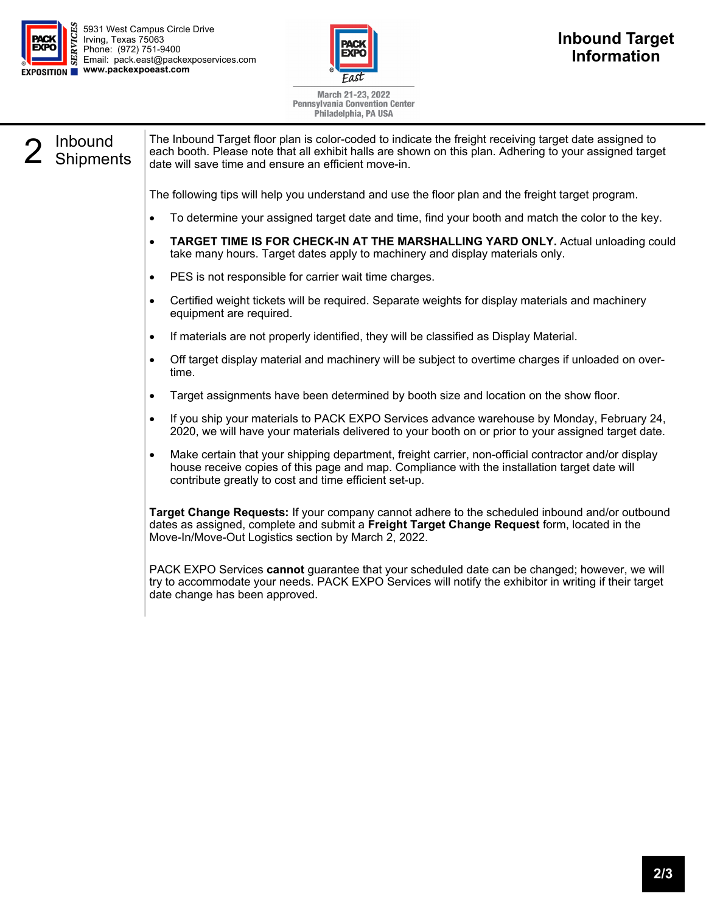5931 West Campus Circle Drive
Irving, Texas 75063
Phone: (972) 751-9400
Email: pack.east@packexposervices.com
**www.packexpoeast.com**

March 21-23, 2022
Pennsylvania Convention Center
Philadelphia, PA USA

# Inbound Target Information

## 2 Inbound Shipments

The Inbound Target floor plan is color-coded to indicate the freight receiving target date assigned to each booth. Please note that all exhibit halls are shown on this plan. Adhering to your assigned target date will save time and ensure an efficient move-in.

The following tips will help you understand and use the floor plan and the freight target program.

- To determine your assigned target date and time, find your booth and match the color to the key.
- **TARGET TIME IS FOR CHECK-IN AT THE MARSHALLING YARD ONLY.** Actual unloading could take many hours. Target dates apply to machinery and display materials only.
- PES is not responsible for carrier wait time charges.
- Certified weight tickets will be required. Separate weights for display materials and machinery equipment are required.
- If materials are not properly identified, they will be classified as Display Material.
- Off target display material and machinery will be subject to overtime charges if unloaded on overtime.
- Target assignments have been determined by booth size and location on the show floor.
- If you ship your materials to PACK EXPO Services advance warehouse by Monday, February 24, 2020, we will have your materials delivered to your booth on or prior to your assigned target date.
- Make certain that your shipping department, freight carrier, non-official contractor and/or display house receive copies of this page and map. Compliance with the installation target date will contribute greatly to cost and time efficient set-up.

**Target Change Requests:** If your company cannot adhere to the scheduled inbound and/or outbound dates as assigned, complete and submit a **Freight Target Change Request** form, located in the Move-In/Move-Out Logistics section by March 2, 2022.

PACK EXPO Services **cannot** guarantee that your scheduled date can be changed; however, we will try to accommodate your needs. PACK EXPO Services will notify the exhibitor in writing if their target date change has been approved.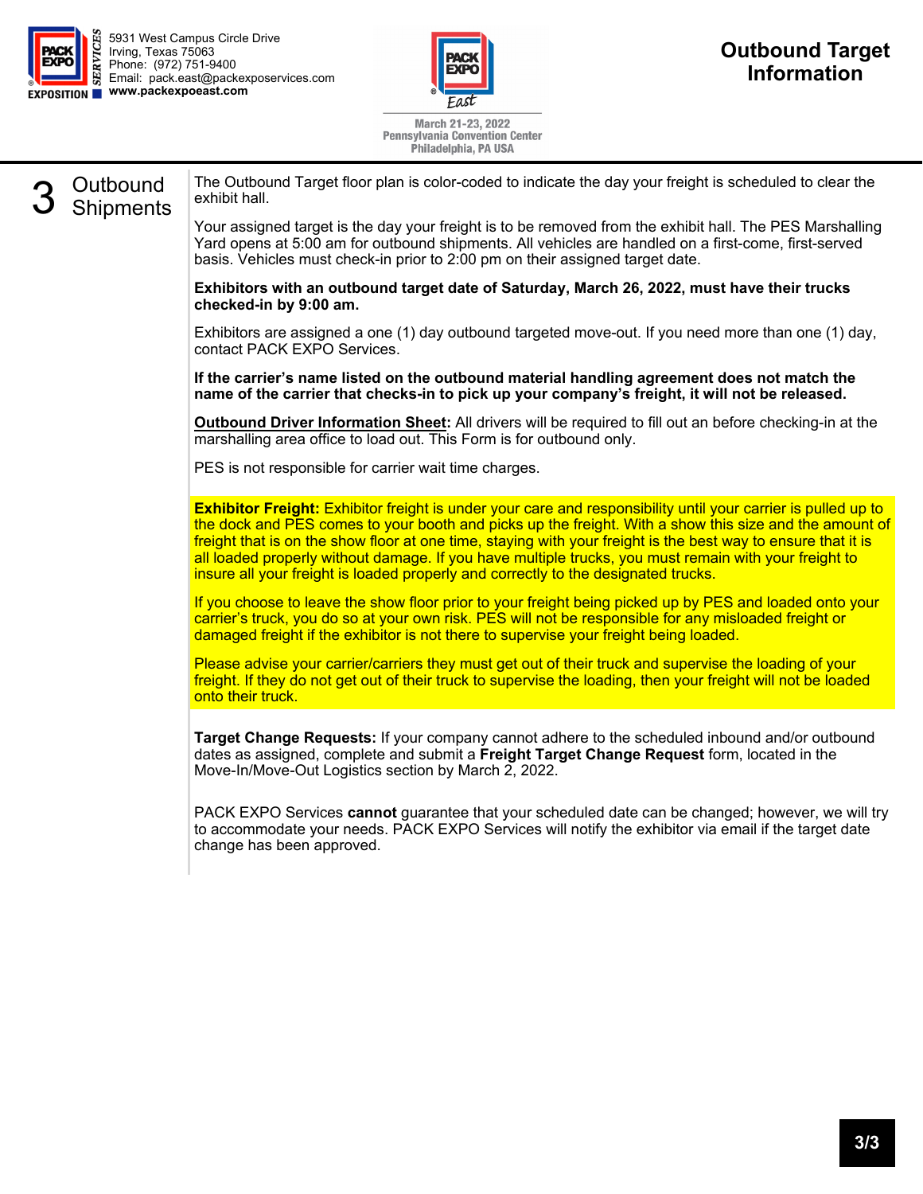5931 West Campus Circle Drive
Irving, Texas 75063
Phone: (972) 751-9400
Email: pack.east@packexposervices.com
**www.packexpoeast.com**

March 21-23, 2022
Pennsylvania Convention Center
Philadelphia, PA USA

# Outbound Target Information

## 3 Outbound Shipments

The Outbound Target floor plan is color-coded to indicate the day your freight is scheduled to clear the exhibit hall.

Your assigned target is the day your freight is to be removed from the exhibit hall. The PES Marshalling Yard opens at 5:00 am for outbound shipments. All vehicles are handled on a first-come, first-served basis. Vehicles must check-in prior to 2:00 pm on their assigned target date.

**Exhibitors with an outbound target date of Saturday, March 26, 2022, must have their trucks checked-in by 9:00 am.**

Exhibitors are assigned a one (1) day outbound targeted move-out. If you need more than one (1) day, contact PACK EXPO Services.

**If the carrier's name listed on the outbound material handling agreement does not match the name of the carrier that checks-in to pick up your company's freight, it will not be released.**

**Outbound Driver Information Sheet:** All drivers will be required to fill out an before checking-in at the marshalling area office to load out. This Form is for outbound only.

PES is not responsible for carrier wait time charges.

**Exhibitor Freight:** Exhibitor freight is under your care and responsibility until your carrier is pulled up to the dock and PES comes to your booth and picks up the freight. With a show this size and the amount of freight that is on the show floor at one time, staying with your freight is the best way to ensure that it is all loaded properly without damage. If you have multiple trucks, you must remain with your freight to insure all your freight is loaded properly and correctly to the designated trucks.

If you choose to leave the show floor prior to your freight being picked up by PES and loaded onto your carrier's truck, you do so at your own risk. PES will not be responsible for any misloaded freight or damaged freight if the exhibitor is not there to supervise your freight being loaded.

Please advise your carrier/carriers they must get out of their truck and supervise the loading of your freight. If they do not get out of their truck to supervise the loading, then your freight will not be loaded onto their truck.

**Target Change Requests:** If your company cannot adhere to the scheduled inbound and/or outbound dates as assigned, complete and submit a **Freight Target Change Request** form, located in the Move-In/Move-Out Logistics section by March 2, 2022.

PACK EXPO Services **cannot** guarantee that your scheduled date can be changed; however, we will try to accommodate your needs. PACK EXPO Services will notify the exhibitor via email if the target date change has been approved.